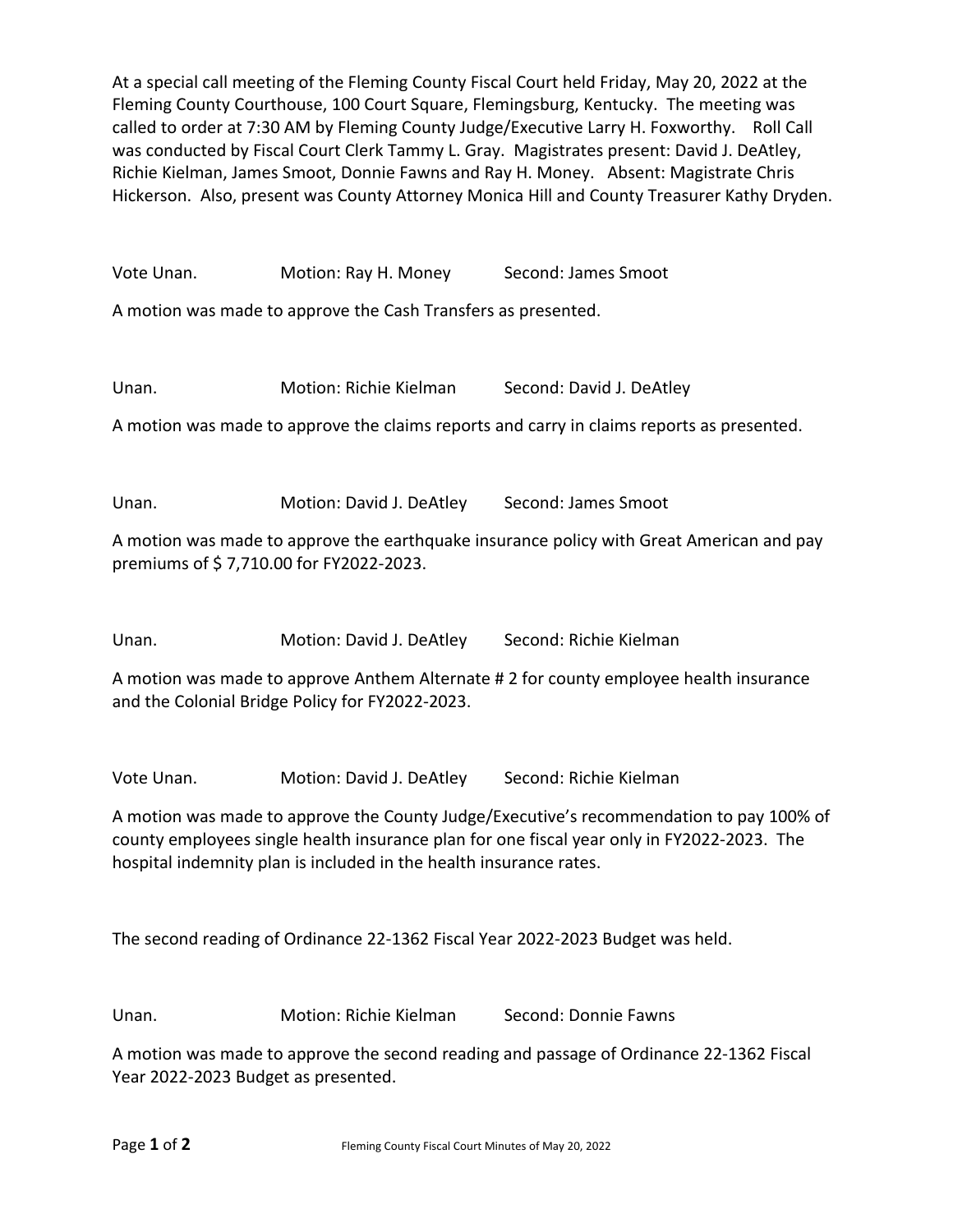At a special call meeting of the Fleming County Fiscal Court held Friday, May 20, 2022 at the Fleming County Courthouse, 100 Court Square, Flemingsburg, Kentucky. The meeting was called to order at 7:30 AM by Fleming County Judge/Executive Larry H. Foxworthy. Roll Call was conducted by Fiscal Court Clerk Tammy L. Gray. Magistrates present: David J. DeAtley, Richie Kielman, James Smoot, Donnie Fawns and Ray H. Money. Absent: Magistrate Chris Hickerson. Also, present was County Attorney Monica Hill and County Treasurer Kathy Dryden.

Vote Unan. Motion: Ray H. Money Second: James Smoot

A motion was made to approve the Cash Transfers as presented.

Unan. Motion: Richie Kielman Second: David J. DeAtley

A motion was made to approve the claims reports and carry in claims reports as presented.

Unan. Motion: David J. DeAtley Second: James Smoot

A motion was made to approve the earthquake insurance policy with Great American and pay premiums of $ 7,710.00 for FY2022-2023.

Unan. Motion: David J. DeAtley Second: Richie Kielman

A motion was made to approve Anthem Alternate # 2 for county employee health insurance and the Colonial Bridge Policy for FY2022-2023.

Vote Unan. Motion: David J. DeAtley Second: Richie Kielman

A motion was made to approve the County Judge/Executive's recommendation to pay 100% of county employees single health insurance plan for one fiscal year only in FY2022-2023. The hospital indemnity plan is included in the health insurance rates.

The second reading of Ordinance 22-1362 Fiscal Year 2022-2023 Budget was held.

Unan. Motion: Richie Kielman Second: Donnie Fawns

A motion was made to approve the second reading and passage of Ordinance 22-1362 Fiscal Year 2022-2023 Budget as presented.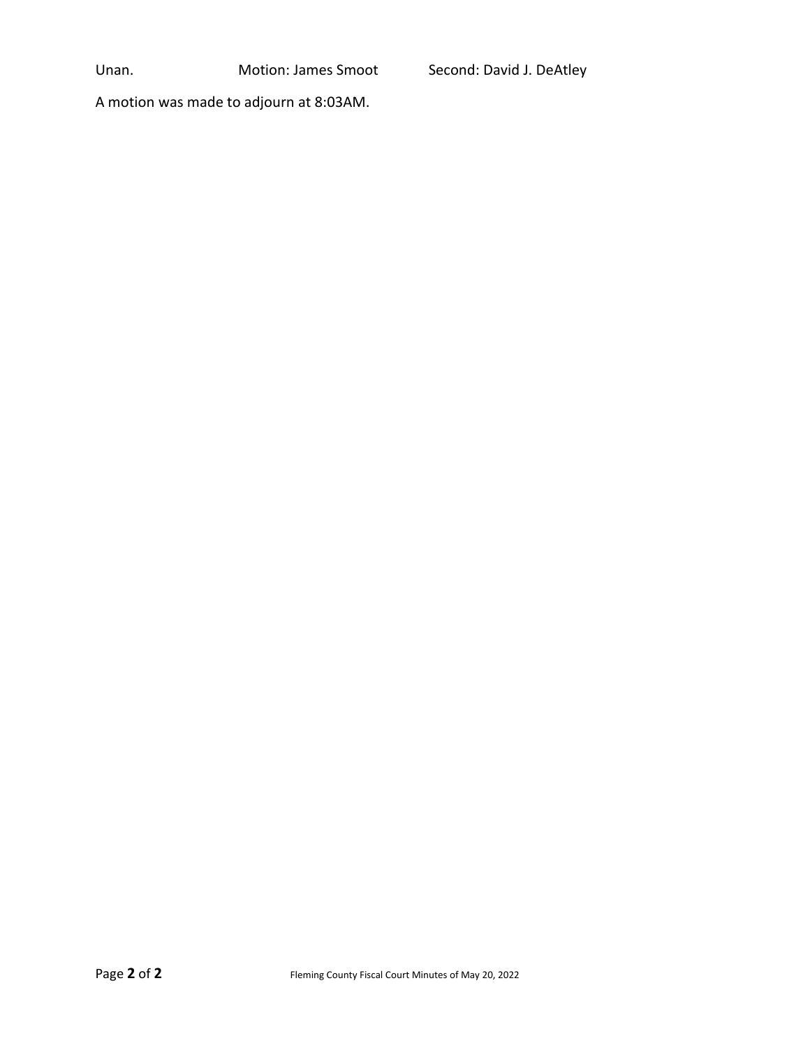Unan. Motion: James Smoot Second: David J. DeAtley

A motion was made to adjourn at 8:03AM.